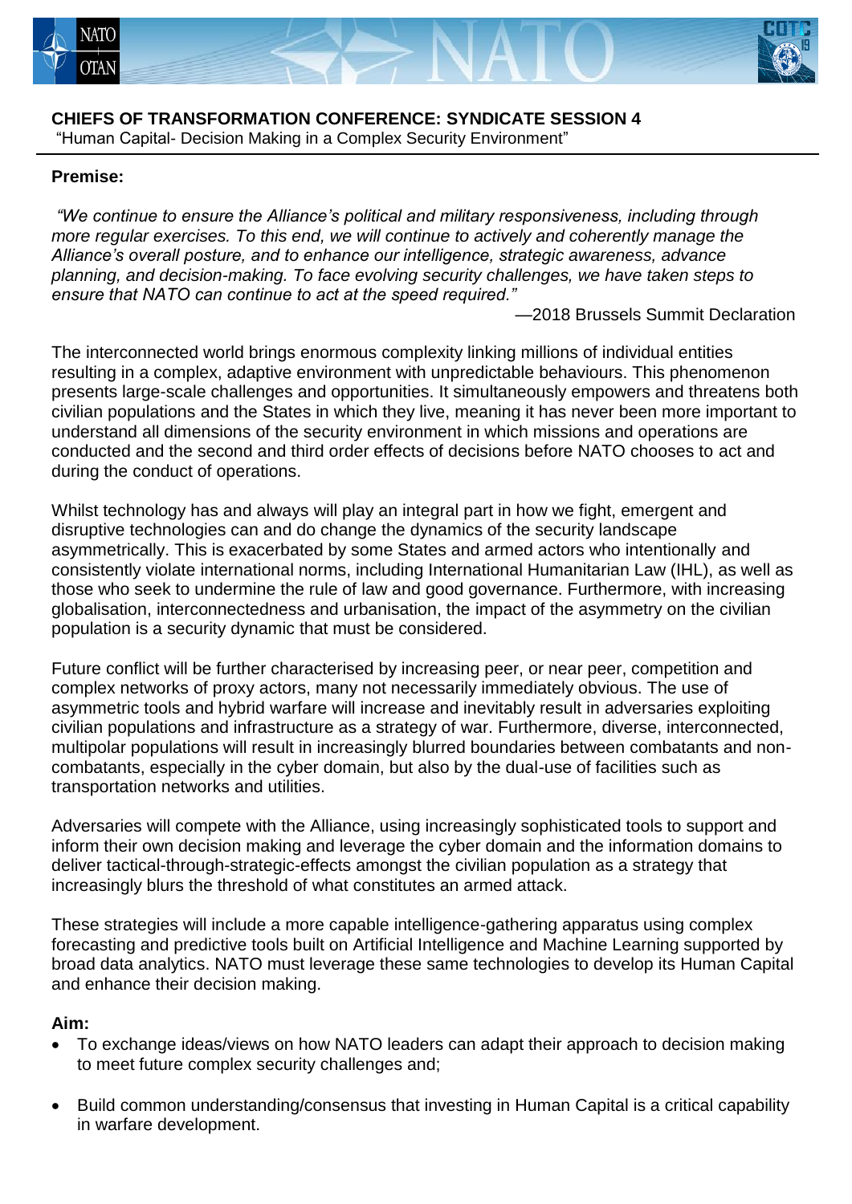## CHIEFS OF TRANSFORMATION CONFERENCE: SYNDICATE SESSION 4

"Human Capital- Decision Making in a Complex Security Environment"

### Premise:

*"We continue to ensure the Alliance's political and military responsiveness, including through more regular exercises. To this end, we will continue to actively and coherently manage the Alliance's overall posture, and to enhance our intelligence, strategic awareness, advance planning, and decision-making. To face evolving security challenges, we have taken steps to ensure that NATO can continue to act at the speed required."*

—2018 Brussels Summit Declaration

The interconnected world brings enormous complexity linking millions of individual entities resulting in a complex, adaptive environment with unpredictable behaviours. This phenomenon presents large-scale challenges and opportunities. It simultaneously empowers and threatens both civilian populations and the States in which they live, meaning it has never been more important to understand all dimensions of the security environment in which missions and operations are conducted and the second and third order effects of decisions before NATO chooses to act and during the conduct of operations.

Whilst technology has and always will play an integral part in how we fight, emergent and disruptive technologies can and do change the dynamics of the security landscape asymmetrically. This is exacerbated by some States and armed actors who intentionally and consistently violate international norms, including International Humanitarian Law (IHL), as well as those who seek to undermine the rule of law and good governance. Furthermore, with increasing globalisation, interconnectedness and urbanisation, the impact of the asymmetry on the civilian population is a security dynamic that must be considered.

Future conflict will be further characterised by increasing peer, or near peer, competition and complex networks of proxy actors, many not necessarily immediately obvious. The use of asymmetric tools and hybrid warfare will increase and inevitably result in adversaries exploiting civilian populations and infrastructure as a strategy of war. Furthermore, diverse, interconnected, multipolar populations will result in increasingly blurred boundaries between combatants and non-combatants, especially in the cyber domain, but also by the dual-use of facilities such as transportation networks and utilities.

Adversaries will compete with the Alliance, using increasingly sophisticated tools to support and inform their own decision making and leverage the cyber domain and the information domains to deliver tactical-through-strategic-effects amongst the civilian population as a strategy that increasingly blurs the threshold of what constitutes an armed attack.

These strategies will include a more capable intelligence-gathering apparatus using complex forecasting and predictive tools built on Artificial Intelligence and Machine Learning supported by broad data analytics. NATO must leverage these same technologies to develop its Human Capital and enhance their decision making.

### Aim:

- To exchange ideas/views on how NATO leaders can adapt their approach to decision making to meet future complex security challenges and;
- Build common understanding/consensus that investing in Human Capital is a critical capability in warfare development.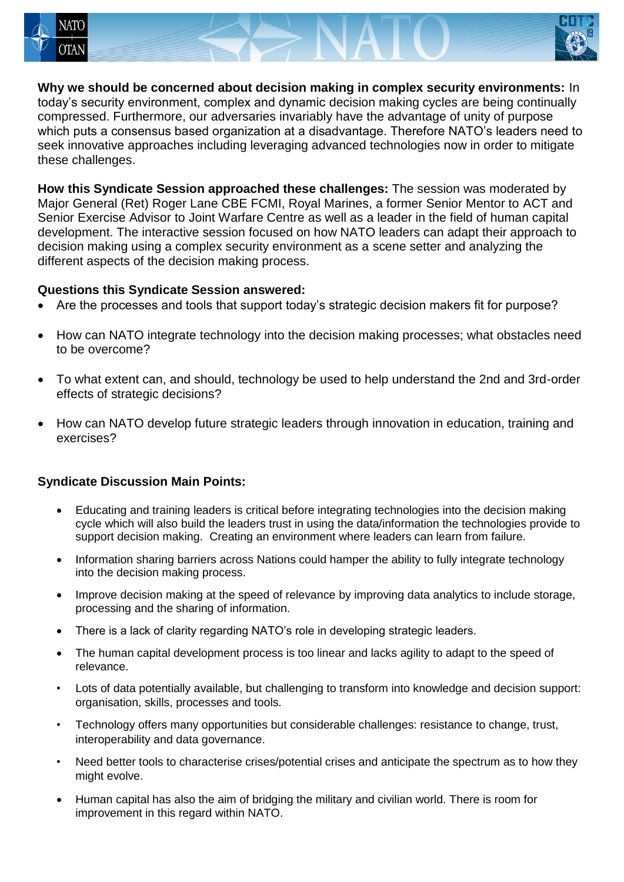**Why we should be concerned about decision making in complex security environments:** In today's security environment, complex and dynamic decision making cycles are being continually compressed. Furthermore, our adversaries invariably have the advantage of unity of purpose which puts a consensus based organization at a disadvantage. Therefore NATO's leaders need to seek innovative approaches including leveraging advanced technologies now in order to mitigate these challenges.

**How this Syndicate Session approached these challenges:** The session was moderated by Major General (Ret) Roger Lane CBE FCMI, Royal Marines, a former Senior Mentor to ACT and Senior Exercise Advisor to Joint Warfare Centre as well as a leader in the field of human capital development. The interactive session focused on how NATO leaders can adapt their approach to decision making using a complex security environment as a scene setter and analyzing the different aspects of the decision making process.

**Questions this Syndicate Session answered:**

- Are the processes and tools that support today's strategic decision makers fit for purpose?
- How can NATO integrate technology into the decision making processes; what obstacles need to be overcome?
- To what extent can, and should, technology be used to help understand the 2nd and 3rd-order effects of strategic decisions?
- How can NATO develop future strategic leaders through innovation in education, training and exercises?

**Syndicate Discussion Main Points:**

- Educating and training leaders is critical before integrating technologies into the decision making cycle which will also build the leaders trust in using the data/information the technologies provide to support decision making. Creating an environment where leaders can learn from failure.
- Information sharing barriers across Nations could hamper the ability to fully integrate technology into the decision making process.
- Improve decision making at the speed of relevance by improving data analytics to include storage, processing and the sharing of information.
- There is a lack of clarity regarding NATO's role in developing strategic leaders.
- The human capital development process is too linear and lacks agility to adapt to the speed of relevance.
- Lots of data potentially available, but challenging to transform into knowledge and decision support: organisation, skills, processes and tools.
- Technology offers many opportunities but considerable challenges: resistance to change, trust, interoperability and data governance.
- Need better tools to characterise crises/potential crises and anticipate the spectrum as to how they might evolve.
- Human capital has also the aim of bridging the military and civilian world. There is room for improvement in this regard within NATO.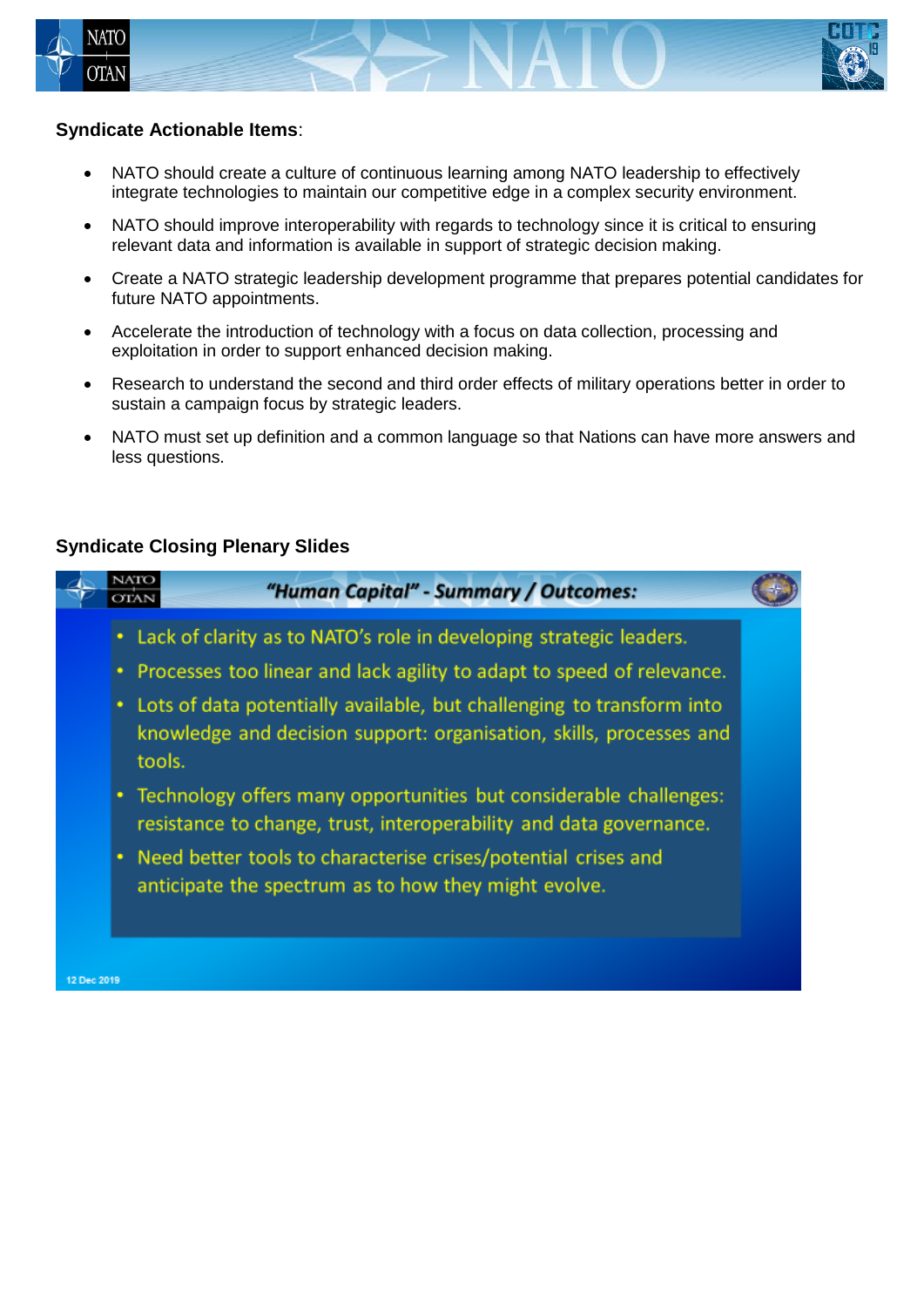**Syndicate Actionable Items**:

- NATO should create a culture of continuous learning among NATO leadership to effectively integrate technologies to maintain our competitive edge in a complex security environment.
- NATO should improve interoperability with regards to technology since it is critical to ensuring relevant data and information is available in support of strategic decision making.
- Create a NATO strategic leadership development programme that prepares potential candidates for future NATO appointments.
- Accelerate the introduction of technology with a focus on data collection, processing and exploitation in order to support enhanced decision making.
- Research to understand the second and third order effects of military operations better in order to sustain a campaign focus by strategic leaders.
- NATO must set up definition and a common language so that Nations can have more answers and less questions.

**Syndicate Closing Plenary Slides**

***"Human Capital" - Summary / Outcomes:***

- Lack of clarity as to NATO's role in developing strategic leaders.
- Processes too linear and lack agility to adapt to speed of relevance.
- Lots of data potentially available, but challenging to transform into knowledge and decision support: organisation, skills, processes and tools.
- Technology offers many opportunities but considerable challenges: resistance to change, trust, interoperability and data governance.
- Need better tools to characterise crises/potential crises and anticipate the spectrum as to how they might evolve.

12 Dec 2019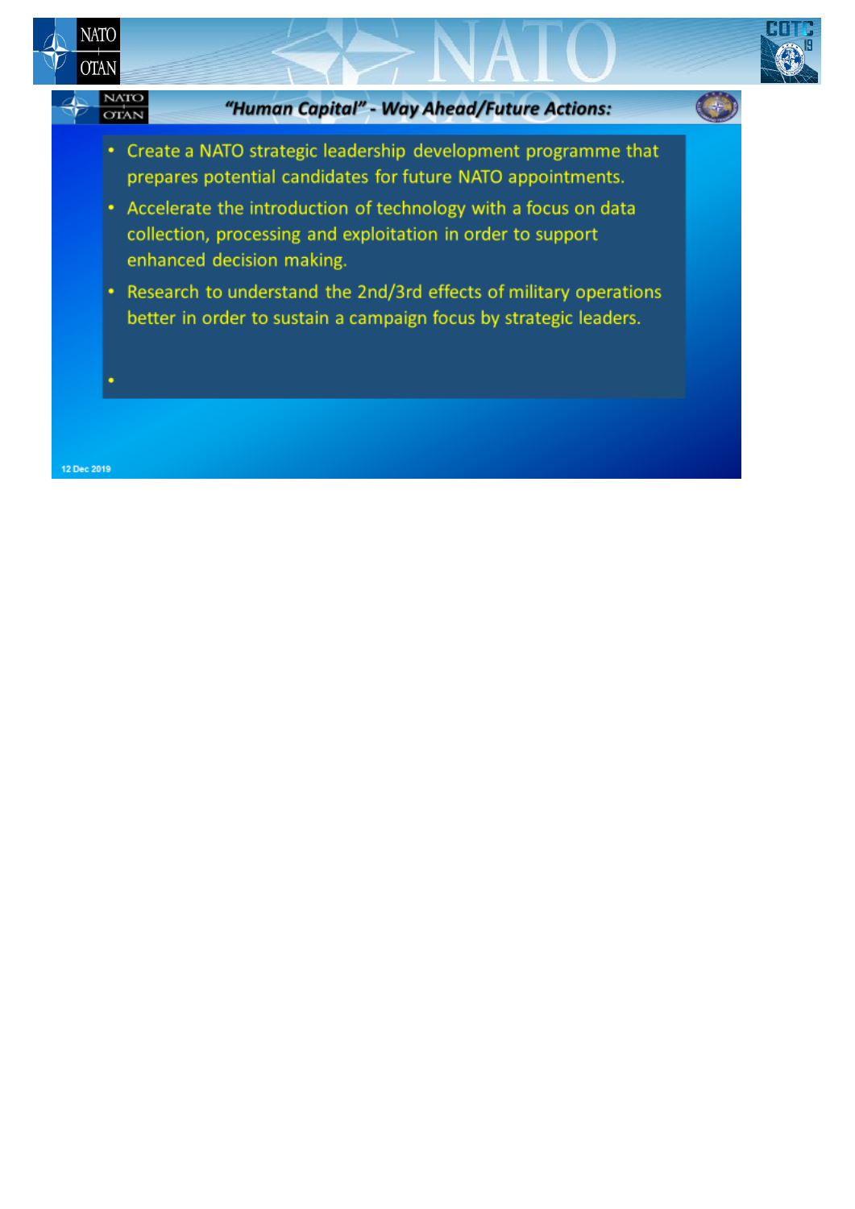## *"Human Capital" - Way Ahead/Future Actions:*

- Create a NATO strategic leadership development programme that prepares potential candidates for future NATO appointments.
- Accelerate the introduction of technology with a focus on data collection, processing and exploitation in order to support enhanced decision making.
- Research to understand the 2nd/3rd effects of military operations better in order to sustain a campaign focus by strategic leaders.

12 Dec 2019